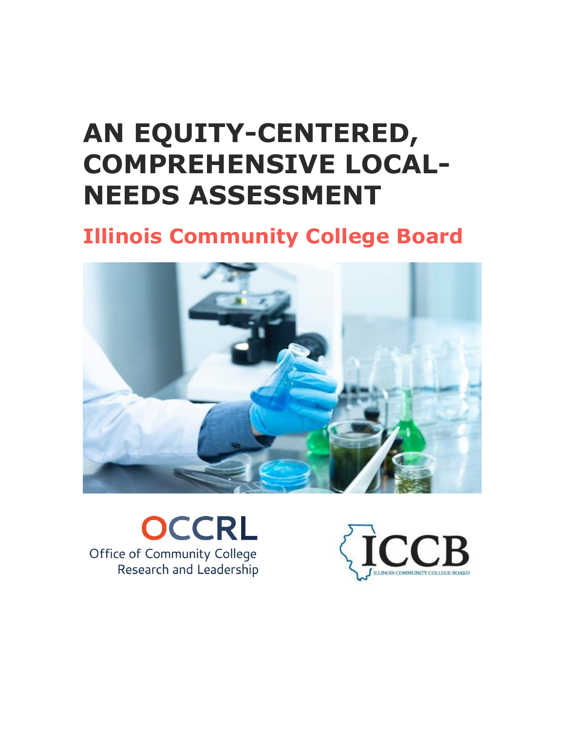# AN EQUITY-CENTERED, COMPREHENSIVE LOCAL-NEEDS ASSESSMENT

## Illinois Community College Board

OCCRL
Office of Community College Research and Leadership

ICCB
ILLINOIS COMMUNITY COLLEGE BOARD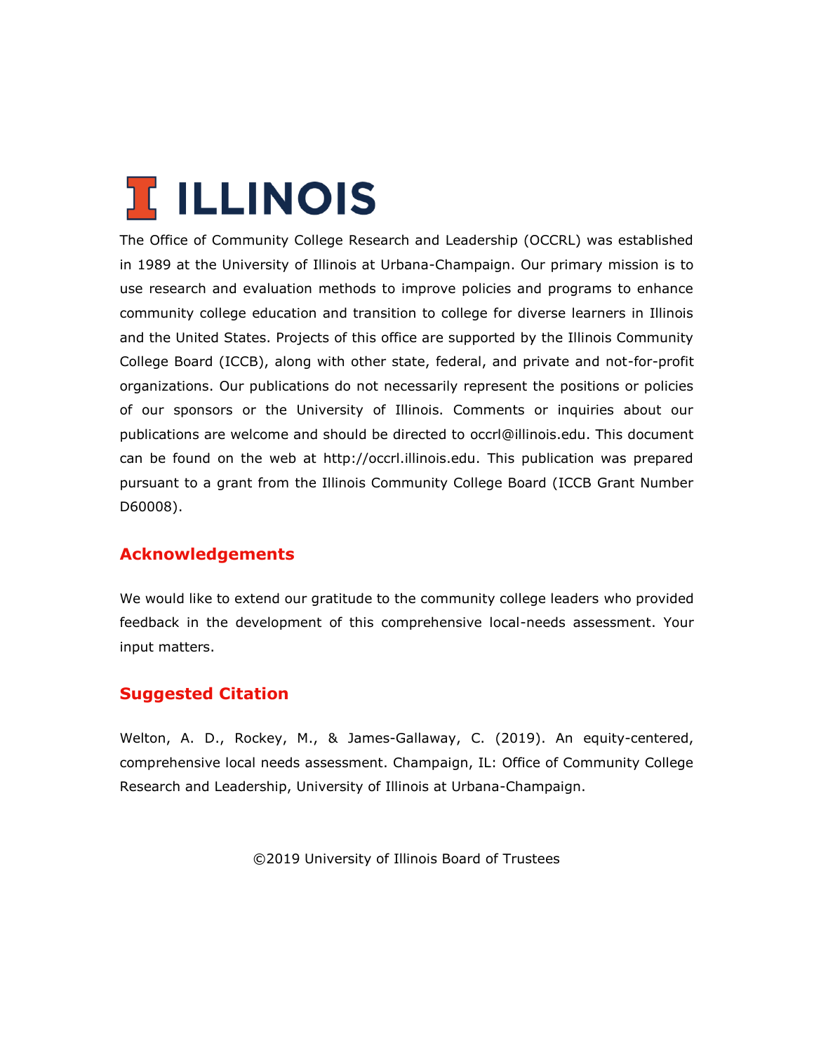ILLINOIS

The Office of Community College Research and Leadership (OCCRL) was established in 1989 at the University of Illinois at Urbana-Champaign. Our primary mission is to use research and evaluation methods to improve policies and programs to enhance community college education and transition to college for diverse learners in Illinois and the United States. Projects of this office are supported by the Illinois Community College Board (ICCB), along with other state, federal, and private and not-for-profit organizations. Our publications do not necessarily represent the positions or policies of our sponsors or the University of Illinois. Comments or inquiries about our publications are welcome and should be directed to occrl@illinois.edu. This document can be found on the web at http://occrl.illinois.edu. This publication was prepared pursuant to a grant from the Illinois Community College Board (ICCB Grant Number D60008).

## Acknowledgements

We would like to extend our gratitude to the community college leaders who provided feedback in the development of this comprehensive local-needs assessment. Your input matters.

## Suggested Citation

Welton, A. D., Rockey, M., & James-Gallaway, C. (2019). An equity-centered, comprehensive local needs assessment. Champaign, IL: Office of Community College Research and Leadership, University of Illinois at Urbana-Champaign.

©2019 University of Illinois Board of Trustees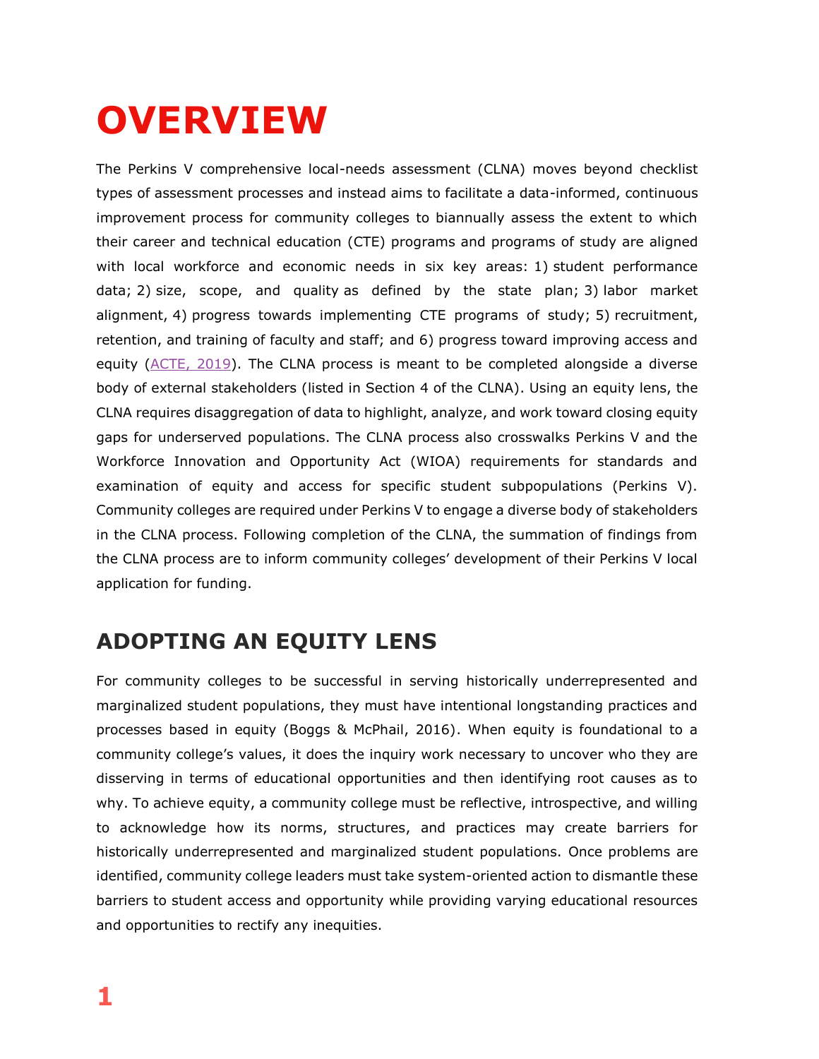# OVERVIEW

The Perkins V comprehensive local-needs assessment (CLNA) moves beyond checklist types of assessment processes and instead aims to facilitate a data-informed, continuous improvement process for community colleges to biannually assess the extent to which their career and technical education (CTE) programs and programs of study are aligned with local workforce and economic needs in six key areas: 1) student performance data; 2) size, scope, and quality as defined by the state plan; 3) labor market alignment, 4) progress towards implementing CTE programs of study; 5) recruitment, retention, and training of faculty and staff; and 6) progress toward improving access and equity (ACTE, 2019). The CLNA process is meant to be completed alongside a diverse body of external stakeholders (listed in Section 4 of the CLNA). Using an equity lens, the CLNA requires disaggregation of data to highlight, analyze, and work toward closing equity gaps for underserved populations. The CLNA process also crosswalks Perkins V and the Workforce Innovation and Opportunity Act (WIOA) requirements for standards and examination of equity and access for specific student subpopulations (Perkins V). Community colleges are required under Perkins V to engage a diverse body of stakeholders in the CLNA process. Following completion of the CLNA, the summation of findings from the CLNA process are to inform community colleges' development of their Perkins V local application for funding.

## ADOPTING AN EQUITY LENS

For community colleges to be successful in serving historically underrepresented and marginalized student populations, they must have intentional longstanding practices and processes based in equity (Boggs & McPhail, 2016). When equity is foundational to a community college's values, it does the inquiry work necessary to uncover who they are disserving in terms of educational opportunities and then identifying root causes as to why. To achieve equity, a community college must be reflective, introspective, and willing to acknowledge how its norms, structures, and practices may create barriers for historically underrepresented and marginalized student populations. Once problems are identified, community college leaders must take system-oriented action to dismantle these barriers to student access and opportunity while providing varying educational resources and opportunities to rectify any inequities.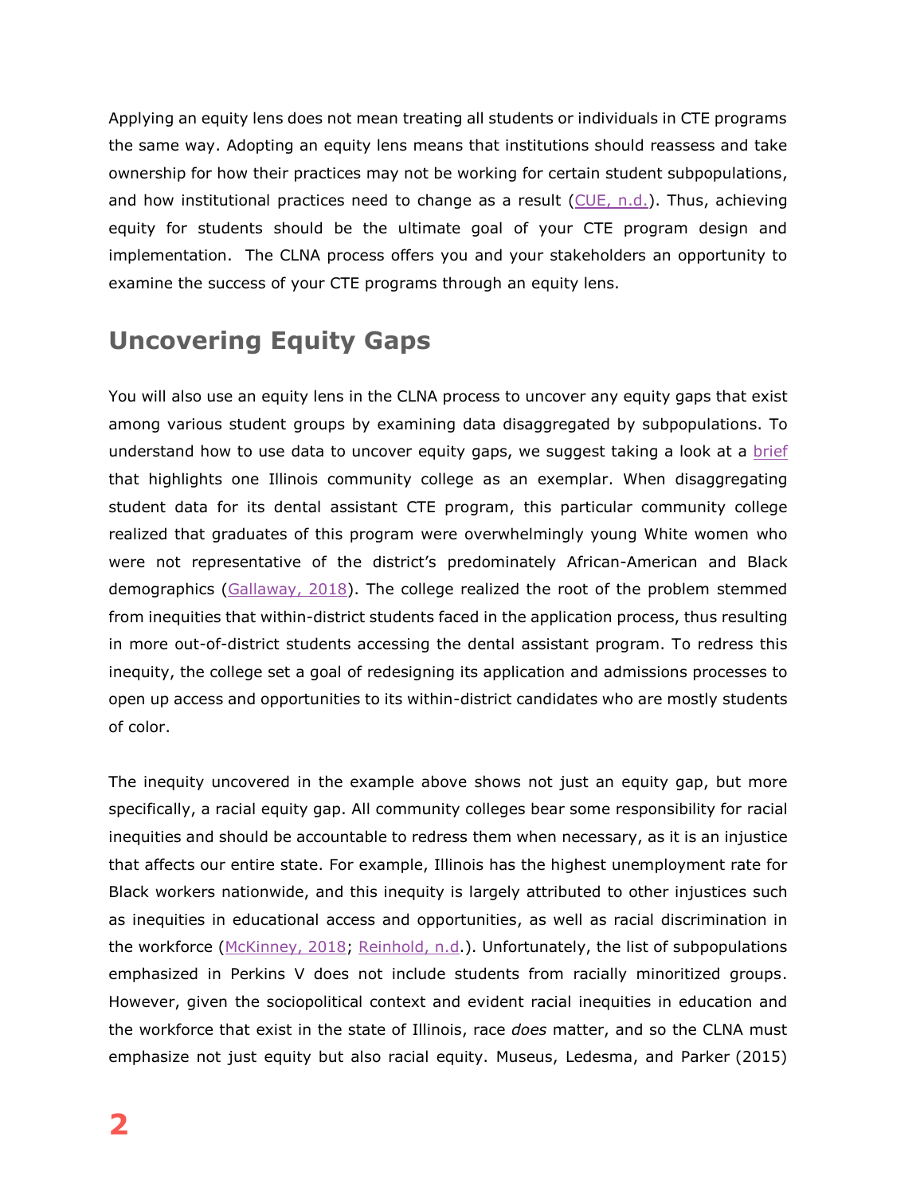Applying an equity lens does not mean treating all students or individuals in CTE programs the same way. Adopting an equity lens means that institutions should reassess and take ownership for how their practices may not be working for certain student subpopulations, and how institutional practices need to change as a result (CUE, n.d.). Thus, achieving equity for students should be the ultimate goal of your CTE program design and implementation. The CLNA process offers you and your stakeholders an opportunity to examine the success of your CTE programs through an equity lens.

## Uncovering Equity Gaps

You will also use an equity lens in the CLNA process to uncover any equity gaps that exist among various student groups by examining data disaggregated by subpopulations. To understand how to use data to uncover equity gaps, we suggest taking a look at a brief that highlights one Illinois community college as an exemplar. When disaggregating student data for its dental assistant CTE program, this particular community college realized that graduates of this program were overwhelmingly young White women who were not representative of the district's predominately African-American and Black demographics (Gallaway, 2018). The college realized the root of the problem stemmed from inequities that within-district students faced in the application process, thus resulting in more out-of-district students accessing the dental assistant program. To redress this inequity, the college set a goal of redesigning its application and admissions processes to open up access and opportunities to its within-district candidates who are mostly students of color.

The inequity uncovered in the example above shows not just an equity gap, but more specifically, a racial equity gap. All community colleges bear some responsibility for racial inequities and should be accountable to redress them when necessary, as it is an injustice that affects our entire state. For example, Illinois has the highest unemployment rate for Black workers nationwide, and this inequity is largely attributed to other injustices such as inequities in educational access and opportunities, as well as racial discrimination in the workforce (McKinney, 2018; Reinhold, n.d.). Unfortunately, the list of subpopulations emphasized in Perkins V does not include students from racially minoritized groups. However, given the sociopolitical context and evident racial inequities in education and the workforce that exist in the state of Illinois, race *does* matter, and so the CLNA must emphasize not just equity but also racial equity. Museus, Ledesma, and Parker (2015)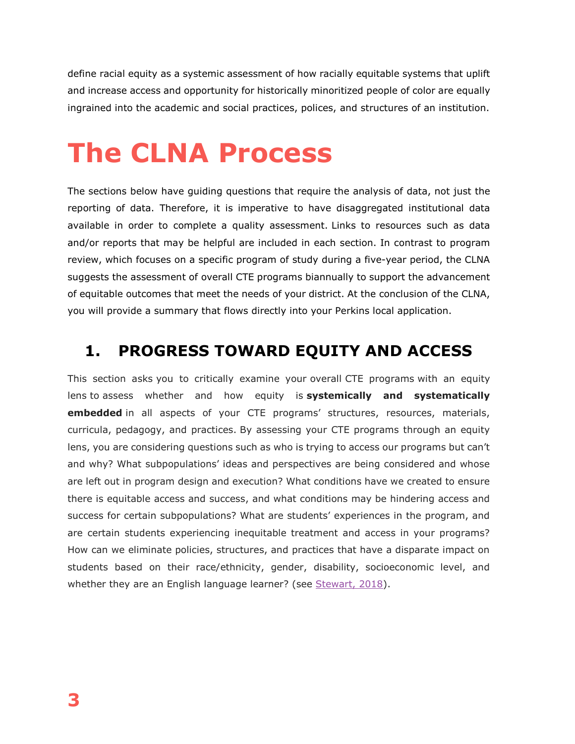define racial equity as a systemic assessment of how racially equitable systems that uplift and increase access and opportunity for historically minoritized people of color are equally ingrained into the academic and social practices, polices, and structures of an institution.

# The CLNA Process

The sections below have guiding questions that require the analysis of data, not just the reporting of data. Therefore, it is imperative to have disaggregated institutional data available in order to complete a quality assessment. Links to resources such as data and/or reports that may be helpful are included in each section. In contrast to program review, which focuses on a specific program of study during a five-year period, the CLNA suggests the assessment of overall CTE programs biannually to support the advancement of equitable outcomes that meet the needs of your district. At the conclusion of the CLNA, you will provide a summary that flows directly into your Perkins local application.

## 1. PROGRESS TOWARD EQUITY AND ACCESS

This section asks you to critically examine your overall CTE programs with an equity lens to assess whether and how equity is **systemically and systematically embedded** in all aspects of your CTE programs' structures, resources, materials, curricula, pedagogy, and practices. By assessing your CTE programs through an equity lens, you are considering questions such as who is trying to access our programs but can't and why? What subpopulations' ideas and perspectives are being considered and whose are left out in program design and execution? What conditions have we created to ensure there is equitable access and success, and what conditions may be hindering access and success for certain subpopulations? What are students' experiences in the program, and are certain students experiencing inequitable treatment and access in your programs? How can we eliminate policies, structures, and practices that have a disparate impact on students based on their race/ethnicity, gender, disability, socioeconomic level, and whether they are an English language learner? (see Stewart, 2018).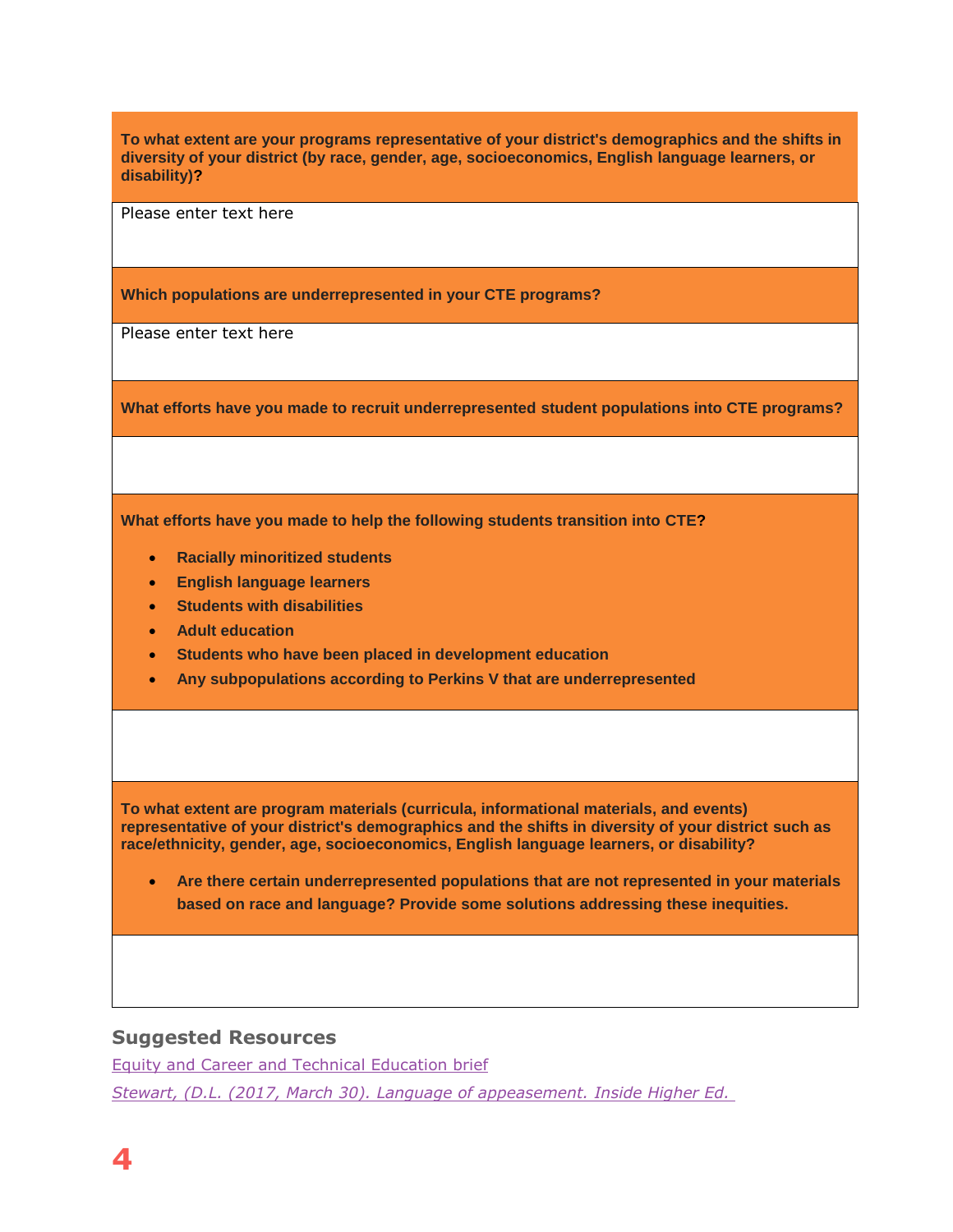**To what extent are your programs representative of your district's demographics and the shifts in diversity of your district (by race, gender, age, socioeconomics, English language learners, or disability)?**

Please enter text here

**Which populations are underrepresented in your CTE programs?**

Please enter text here

**What efforts have you made to recruit underrepresented student populations into CTE programs?**

**What efforts have you made to help the following students transition into CTE?**

- **Racially minoritized students**
- **English language learners**
- **Students with disabilities**
- **Adult education**
- **Students who have been placed in development education**
- **Any subpopulations according to Perkins V that are underrepresented**

**To what extent are program materials (curricula, informational materials, and events) representative of your district's demographics and the shifts in diversity of your district such as race/ethnicity, gender, age, socioeconomics, English language learners, or disability?**

- **Are there certain underrepresented populations that are not represented in your materials based on race and language? Provide some solutions addressing these inequities.**

## Suggested Resources

Equity and Career and Technical Education brief

*Stewart, (D.L. (2017, March 30). Language of appeasement. Inside Higher Ed.*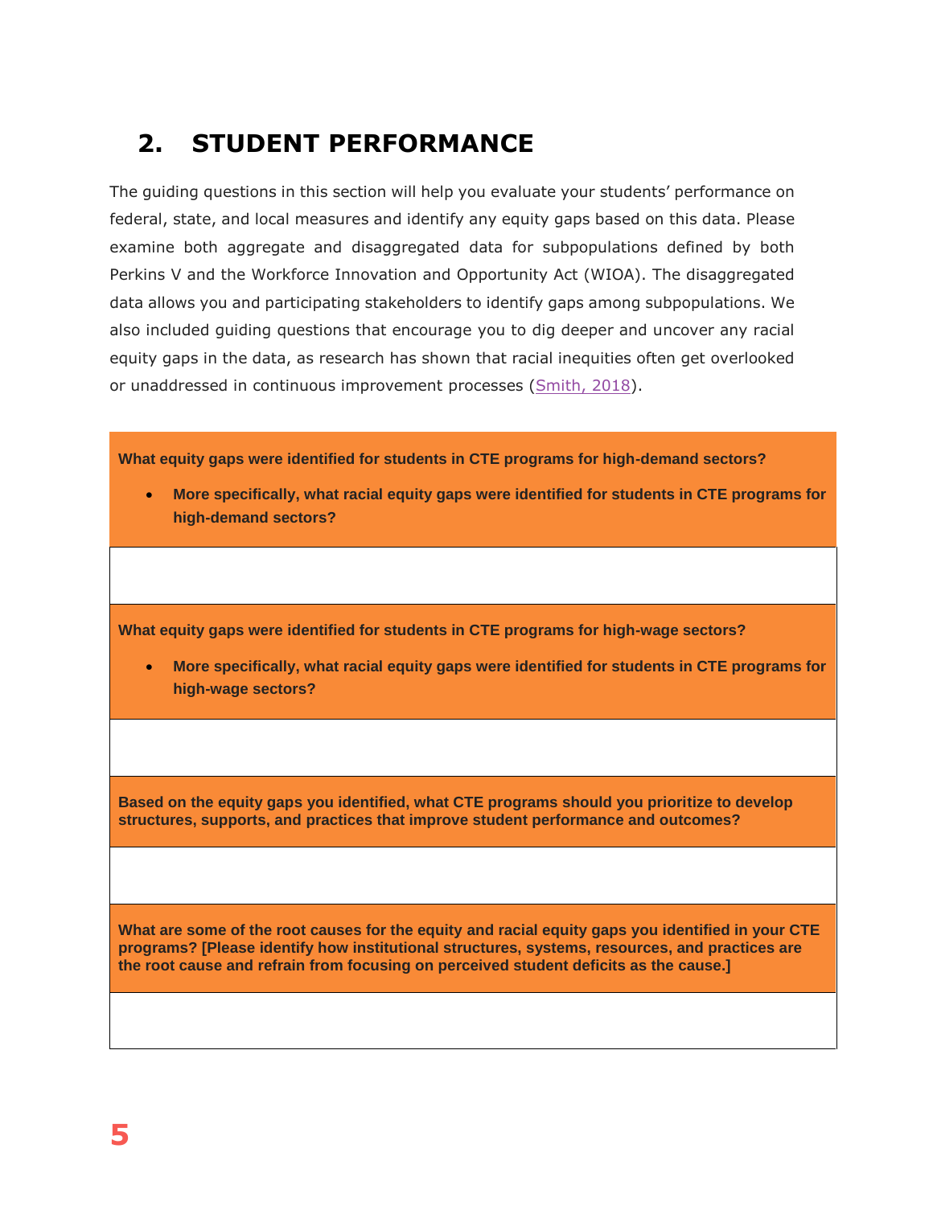## 2. STUDENT PERFORMANCE

The guiding questions in this section will help you evaluate your students' performance on federal, state, and local measures and identify any equity gaps based on this data. Please examine both aggregate and disaggregated data for subpopulations defined by both Perkins V and the Workforce Innovation and Opportunity Act (WIOA). The disaggregated data allows you and participating stakeholders to identify gaps among subpopulations. We also included guiding questions that encourage you to dig deeper and uncover any racial equity gaps in the data, as research has shown that racial inequities often get overlooked or unaddressed in continuous improvement processes (Smith, 2018).

| **What equity gaps were identified for students in CTE programs for high-demand sectors?**<br><br>• **More specifically, what racial equity gaps were identified for students in CTE programs for high-demand sectors?** |
|---|
| |
| **What equity gaps were identified for students in CTE programs for high-wage sectors?**<br><br>• **More specifically, what racial equity gaps were identified for students in CTE programs for high-wage sectors?** |
| |
| **Based on the equity gaps you identified, what CTE programs should you prioritize to develop structures, supports, and practices that improve student performance and outcomes?** |
| |
| **What are some of the root causes for the equity and racial equity gaps you identified in your CTE programs? [Please identify how institutional structures, systems, resources, and practices are the root cause and refrain from focusing on perceived student deficits as the cause.]** |
| |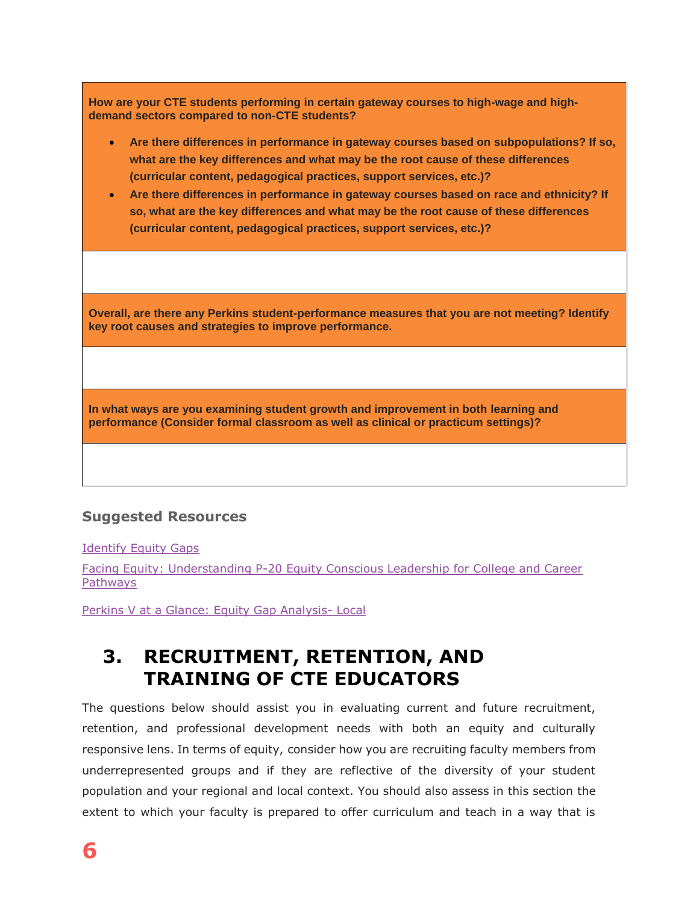| **How are your CTE students performing in certain gateway courses to high-wage and high-demand sectors compared to non-CTE students?**<br>• **Are there differences in performance in gateway courses based on subpopulations? If so, what are the key differences and what may be the root cause of these differences (curricular content, pedagogical practices, support services, etc.)?**<br>• **Are there differences in performance in gateway courses based on race and ethnicity? If so, what are the key differences and what may be the root cause of these differences (curricular content, pedagogical practices, support services, etc.)?** |
|---|
| |
| **Overall, are there any Perkins student-performance measures that you are not meeting? Identify key root causes and strategies to improve performance.** |
| |
| **In what ways are you examining student growth and improvement in both learning and performance (Consider formal classroom as well as clinical or practicum settings)?** |
| |

### Suggested Resources

Identify Equity Gaps

Facing Equity: Understanding P-20 Equity Conscious Leadership for College and Career Pathways

Perkins V at a Glance: Equity Gap Analysis- Local

## 3. RECRUITMENT, RETENTION, AND TRAINING OF CTE EDUCATORS

The questions below should assist you in evaluating current and future recruitment, retention, and professional development needs with both an equity and culturally responsive lens. In terms of equity, consider how you are recruiting faculty members from underrepresented groups and if they are reflective of the diversity of your student population and your regional and local context. You should also assess in this section the extent to which your faculty is prepared to offer curriculum and teach in a way that is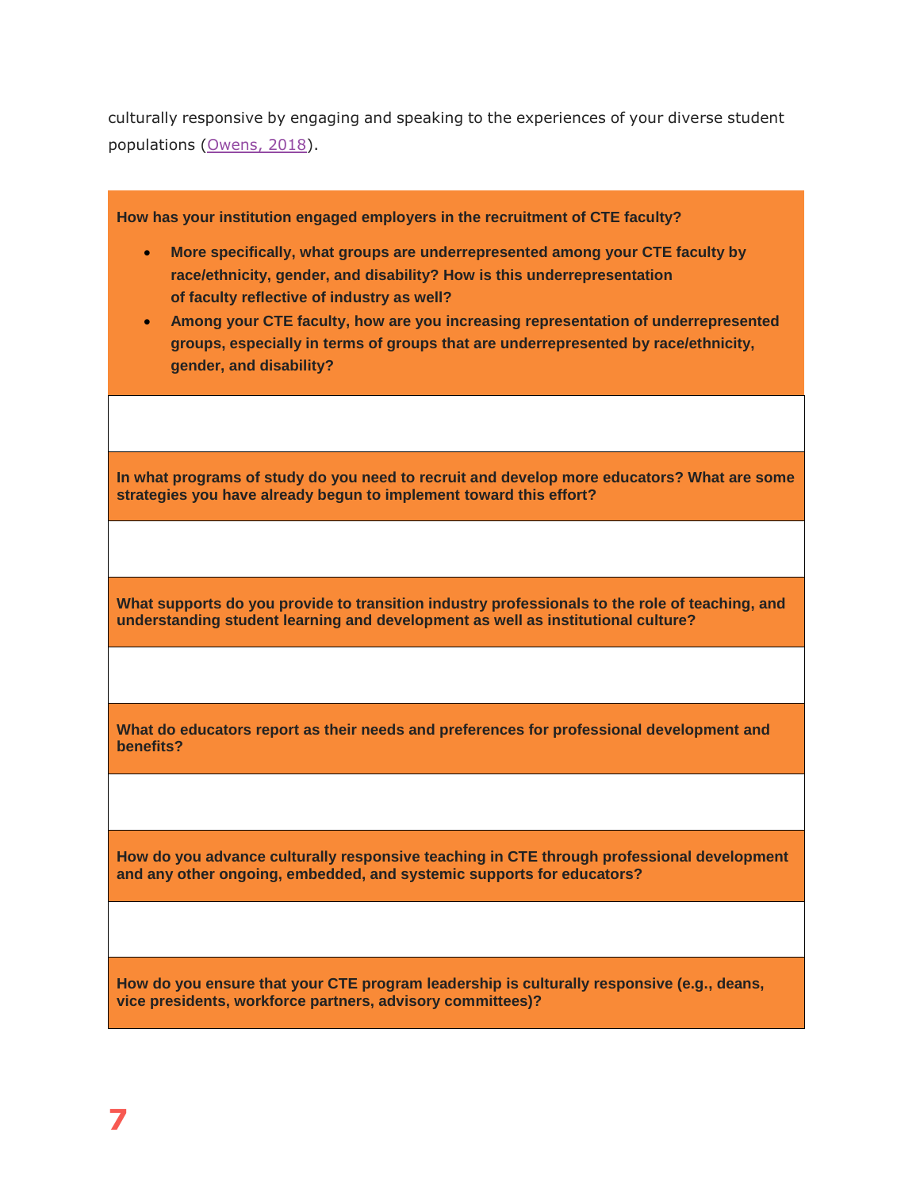culturally responsive by engaging and speaking to the experiences of your diverse student populations (Owens, 2018).

| **How has your institution engaged employers in the recruitment of CTE faculty?**<br>• **More specifically, what groups are underrepresented among your CTE faculty by race/ethnicity, gender, and disability? How is this underrepresentation of faculty reflective of industry as well?**<br>• **Among your CTE faculty, how are you increasing representation of underrepresented groups, especially in terms of groups that are underrepresented by race/ethnicity, gender, and disability?** |
|---|
| |
| **In what programs of study do you need to recruit and develop more educators? What are some strategies you have already begun to implement toward this effort?** |
| |
| **What supports do you provide to transition industry professionals to the role of teaching, and understanding student learning and development as well as institutional culture?** |
| |
| **What do educators report as their needs and preferences for professional development and benefits?** |
| |
| **How do you advance culturally responsive teaching in CTE through professional development and any other ongoing, embedded, and systemic supports for educators?** |
| |
| **How do you ensure that your CTE program leadership is culturally responsive (e.g., deans, vice presidents, workforce partners, advisory committees)?** |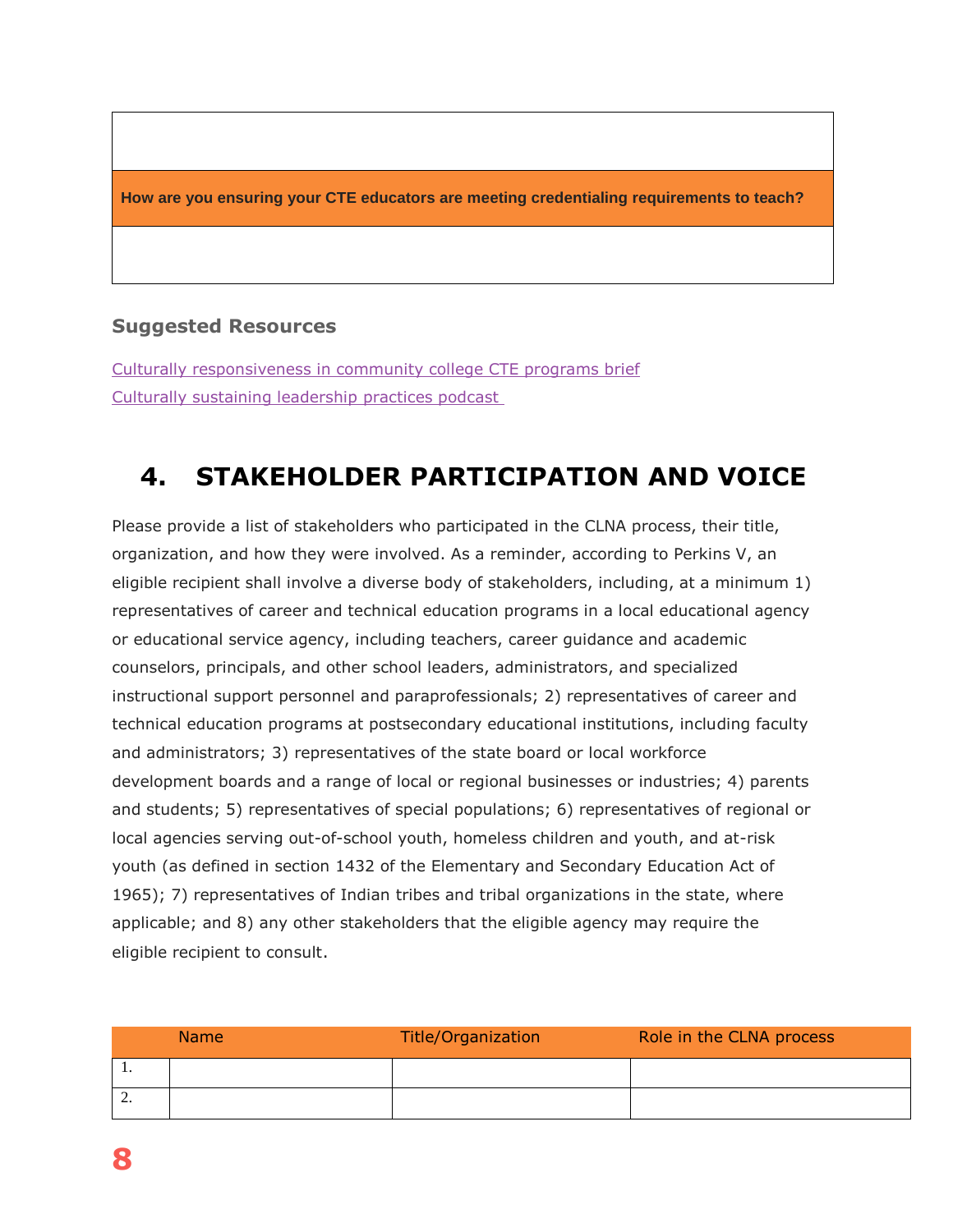| |
|---|
| **How are you ensuring your CTE educators are meeting credentialing requirements to teach?** |
| |

### Suggested Resources

[Culturally responsiveness in community college CTE programs brief](#)
[Culturally sustaining leadership practices podcast](#)

# 4. STAKEHOLDER PARTICIPATION AND VOICE

Please provide a list of stakeholders who participated in the CLNA process, their title, organization, and how they were involved. As a reminder, according to Perkins V, an eligible recipient shall involve a diverse body of stakeholders, including, at a minimum 1) representatives of career and technical education programs in a local educational agency or educational service agency, including teachers, career guidance and academic counselors, principals, and other school leaders, administrators, and specialized instructional support personnel and paraprofessionals; 2) representatives of career and technical education programs at postsecondary educational institutions, including faculty and administrators; 3) representatives of the state board or local workforce development boards and a range of local or regional businesses or industries; 4) parents and students; 5) representatives of special populations; 6) representatives of regional or local agencies serving out-of-school youth, homeless children and youth, and at-risk youth (as defined in section 1432 of the Elementary and Secondary Education Act of 1965); 7) representatives of Indian tribes and tribal organizations in the state, where applicable; and 8) any other stakeholders that the eligible agency may require the eligible recipient to consult.

| | Name | Title/Organization | Role in the CLNA process |
|---|---|---|---|
| 1. | | | |
| 2. | | | |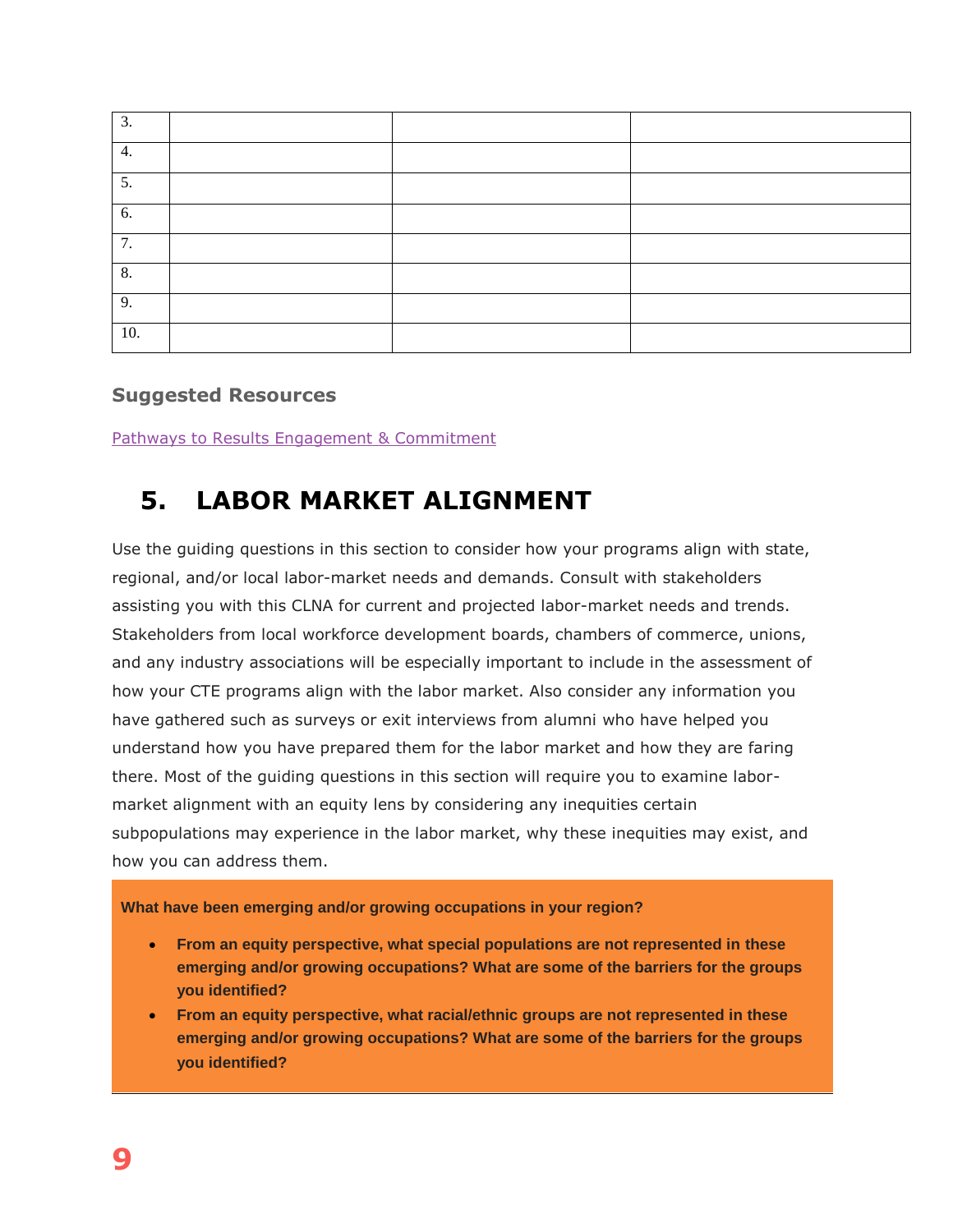| | | | |
|---|---|---|---|
| 3. | | | |
| 4. | | | |
| 5. | | | |
| 6. | | | |
| 7. | | | |
| 8. | | | |
| 9. | | | |
| 10. | | | |

### Suggested Resources

Pathways to Results Engagement & Commitment

# 5. LABOR MARKET ALIGNMENT

Use the guiding questions in this section to consider how your programs align with state, regional, and/or local labor-market needs and demands. Consult with stakeholders assisting you with this CLNA for current and projected labor-market needs and trends. Stakeholders from local workforce development boards, chambers of commerce, unions, and any industry associations will be especially important to include in the assessment of how your CTE programs align with the labor market. Also consider any information you have gathered such as surveys or exit interviews from alumni who have helped you understand how you have prepared them for the labor market and how they are faring there. Most of the guiding questions in this section will require you to examine labor-market alignment with an equity lens by considering any inequities certain subpopulations may experience in the labor market, why these inequities may exist, and how you can address them.

**What have been emerging and/or growing occupations in your region?**

- **From an equity perspective, what special populations are not represented in these emerging and/or growing occupations? What are some of the barriers for the groups you identified?**
- **From an equity perspective, what racial/ethnic groups are not represented in these emerging and/or growing occupations? What are some of the barriers for the groups you identified?**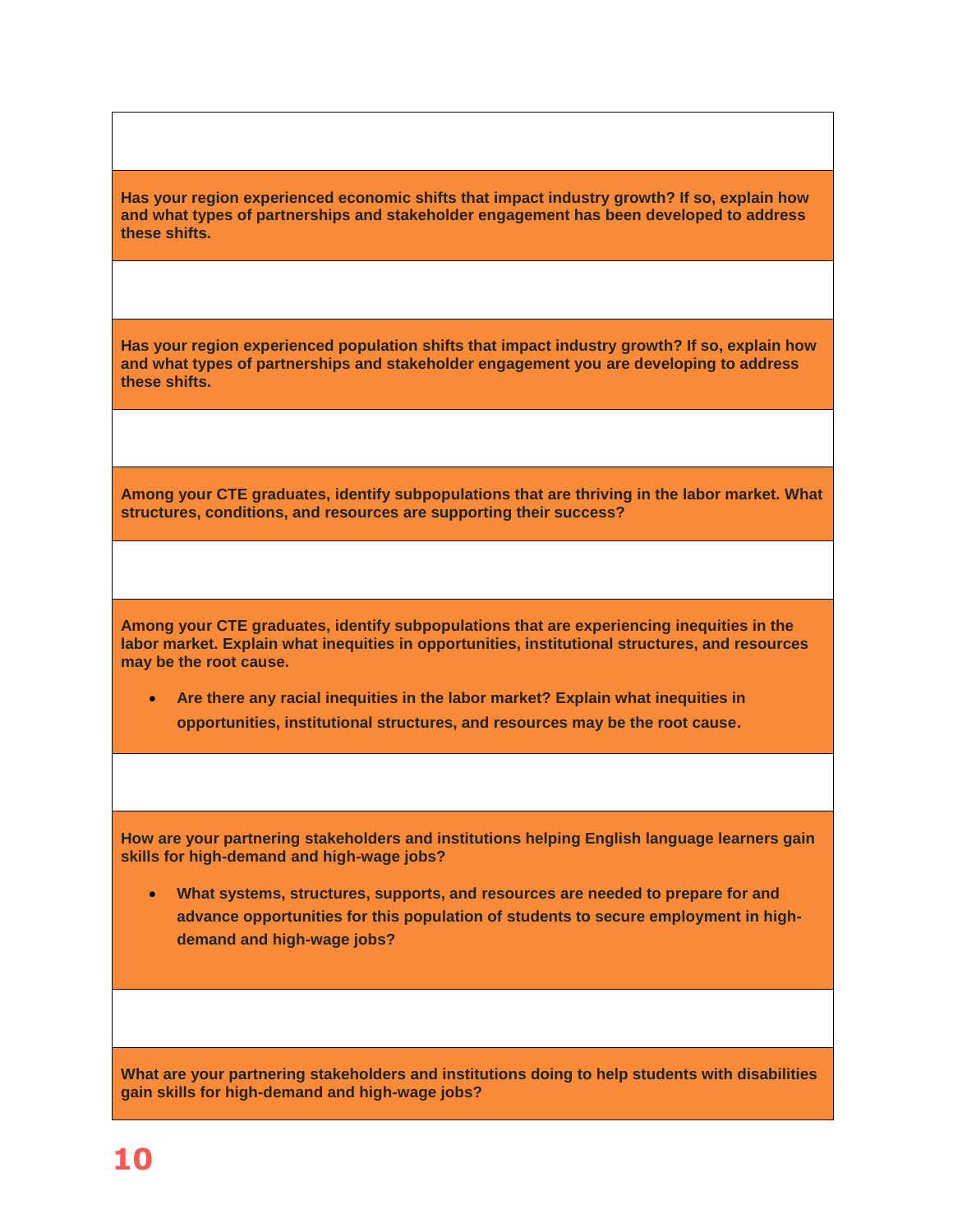**Has your region experienced economic shifts that impact industry growth? If so, explain how and what types of partnerships and stakeholder engagement has been developed to address these shifts.**

**Has your region experienced population shifts that impact industry growth? If so, explain how and what types of partnerships and stakeholder engagement you are developing to address these shifts.**

**Among your CTE graduates, identify subpopulations that are thriving in the labor market. What structures, conditions, and resources are supporting their success?**

**Among your CTE graduates, identify subpopulations that are experiencing inequities in the labor market. Explain what inequities in opportunities, institutional structures, and resources may be the root cause.**

- **Are there any racial inequities in the labor market? Explain what inequities in opportunities, institutional structures, and resources may be the root cause.**

**How are your partnering stakeholders and institutions helping English language learners gain skills for high-demand and high-wage jobs?**

- **What systems, structures, supports, and resources are needed to prepare for and advance opportunities for this population of students to secure employment in high-demand and high-wage jobs?**

**What are your partnering stakeholders and institutions doing to help students with disabilities gain skills for high-demand and high-wage jobs?**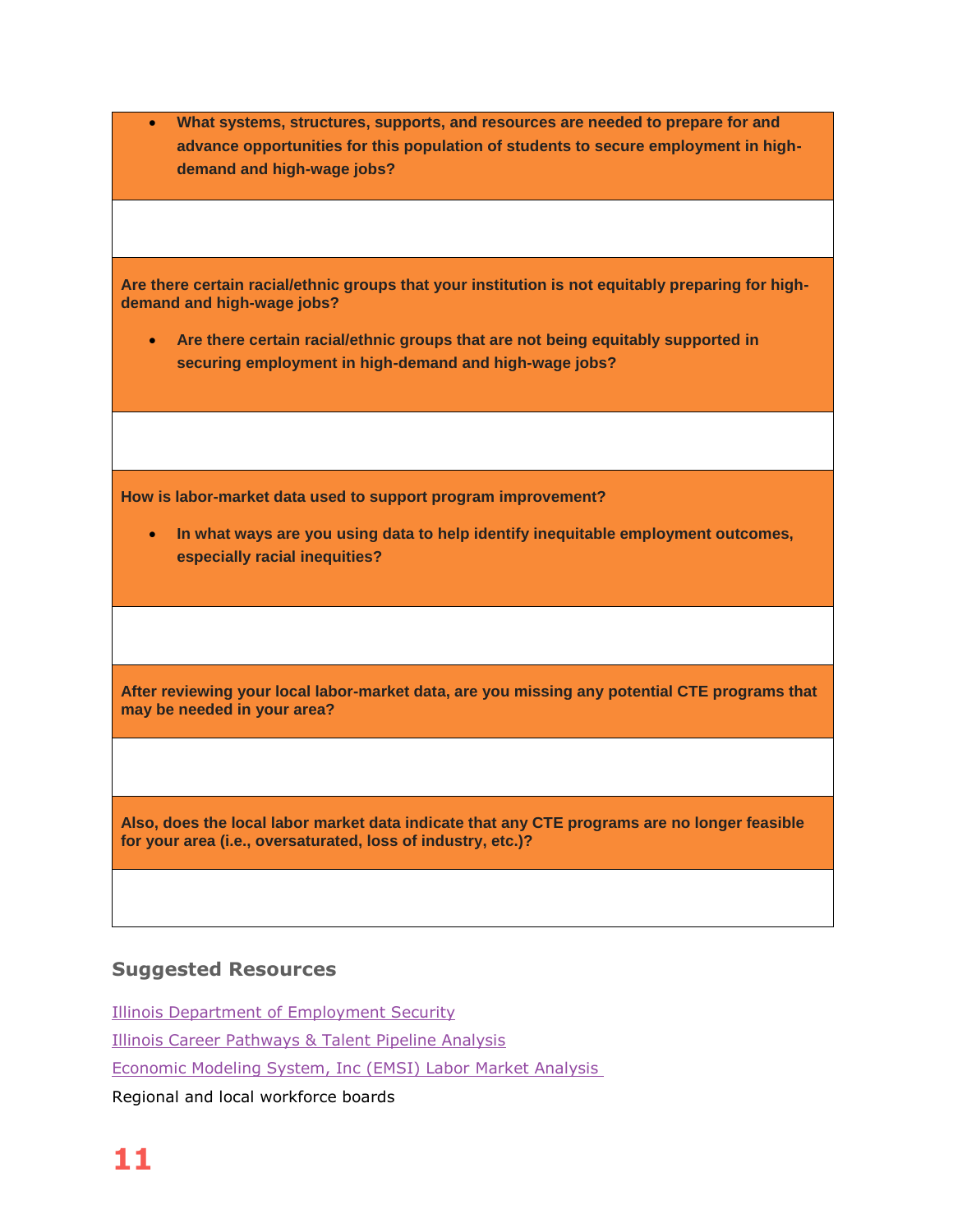| |
|---|
| - **What systems, structures, supports, and resources are needed to prepare for and advance opportunities for this population of students to secure employment in high-demand and high-wage jobs?** |
| |
| **Are there certain racial/ethnic groups that your institution is not equitably preparing for high-demand and high-wage jobs?** <br> - **Are there certain racial/ethnic groups that are not being equitably supported in securing employment in high-demand and high-wage jobs?** |
| |
| **How is labor-market data used to support program improvement?** <br> - **In what ways are you using data to help identify inequitable employment outcomes, especially racial inequities?** |
| |
| **After reviewing your local labor-market data, are you missing any potential CTE programs that may be needed in your area?** |
| |
| **Also, does the local labor market data indicate that any CTE programs are no longer feasible for your area (i.e., oversaturated, loss of industry, etc.)?** |
| |

### Suggested Resources

Illinois Department of Employment Security

Illinois Career Pathways & Talent Pipeline Analysis

Economic Modeling System, Inc (EMSI) Labor Market Analysis

Regional and local workforce boards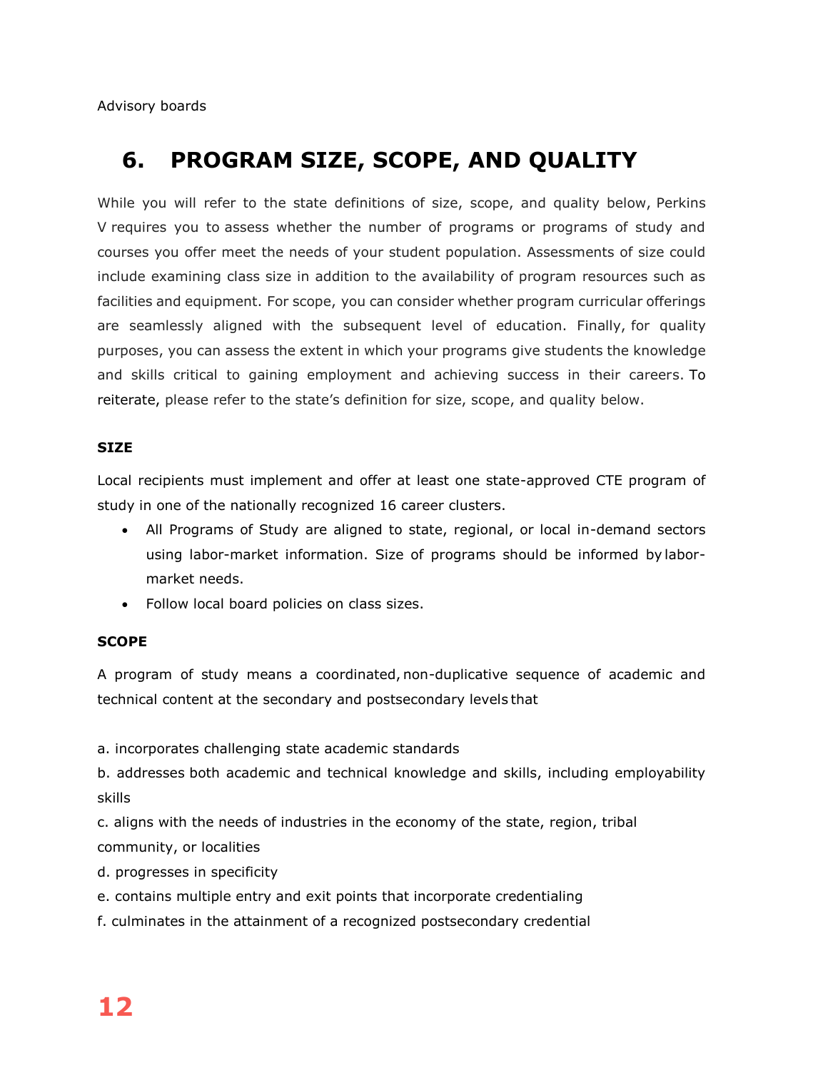Advisory boards

## 6. PROGRAM SIZE, SCOPE, AND QUALITY

While you will refer to the state definitions of size, scope, and quality below, Perkins V requires you to assess whether the number of programs or programs of study and courses you offer meet the needs of your student population. Assessments of size could include examining class size in addition to the availability of program resources such as facilities and equipment. For scope, you can consider whether program curricular offerings are seamlessly aligned with the subsequent level of education. Finally, for quality purposes, you can assess the extent in which your programs give students the knowledge and skills critical to gaining employment and achieving success in their careers. To reiterate, please refer to the state's definition for size, scope, and quality below.

**SIZE**

Local recipients must implement and offer at least one state-approved CTE program of study in one of the nationally recognized 16 career clusters.

- All Programs of Study are aligned to state, regional, or local in-demand sectors using labor-market information. Size of programs should be informed by labor-market needs.
- Follow local board policies on class sizes.

**SCOPE**

A program of study means a coordinated, non-duplicative sequence of academic and technical content at the secondary and postsecondary levels that

a. incorporates challenging state academic standards

b. addresses both academic and technical knowledge and skills, including employability skills

c. aligns with the needs of industries in the economy of the state, region, tribal community, or localities

d. progresses in specificity

e. contains multiple entry and exit points that incorporate credentialing

f. culminates in the attainment of a recognized postsecondary credential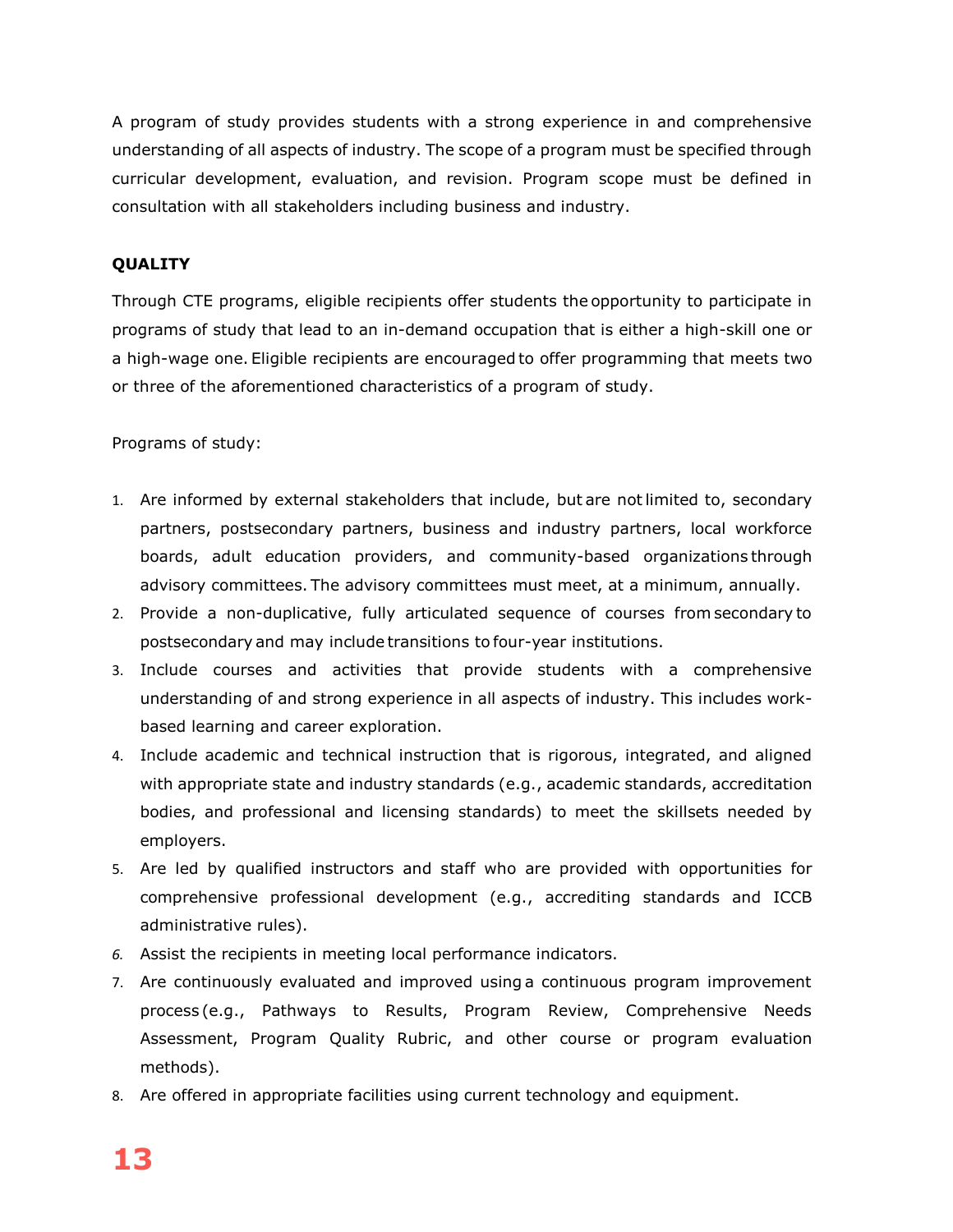A program of study provides students with a strong experience in and comprehensive understanding of all aspects of industry. The scope of a program must be specified through curricular development, evaluation, and revision. Program scope must be defined in consultation with all stakeholders including business and industry.

**QUALITY**

Through CTE programs, eligible recipients offer students the opportunity to participate in programs of study that lead to an in-demand occupation that is either a high-skill one or a high-wage one. Eligible recipients are encouraged to offer programming that meets two or three of the aforementioned characteristics of a program of study.

Programs of study:

1. Are informed by external stakeholders that include, but are not limited to, secondary partners, postsecondary partners, business and industry partners, local workforce boards, adult education providers, and community-based organizations through advisory committees. The advisory committees must meet, at a minimum, annually.
2. Provide a non-duplicative, fully articulated sequence of courses from secondary to postsecondary and may include transitions to four-year institutions.
3. Include courses and activities that provide students with a comprehensive understanding of and strong experience in all aspects of industry. This includes work-based learning and career exploration.
4. Include academic and technical instruction that is rigorous, integrated, and aligned with appropriate state and industry standards (e.g., academic standards, accreditation bodies, and professional and licensing standards) to meet the skillsets needed by employers.
5. Are led by qualified instructors and staff who are provided with opportunities for comprehensive professional development (e.g., accrediting standards and ICCB administrative rules).
6. Assist the recipients in meeting local performance indicators.
7. Are continuously evaluated and improved using a continuous program improvement process (e.g., Pathways to Results, Program Review, Comprehensive Needs Assessment, Program Quality Rubric, and other course or program evaluation methods).
8. Are offered in appropriate facilities using current technology and equipment.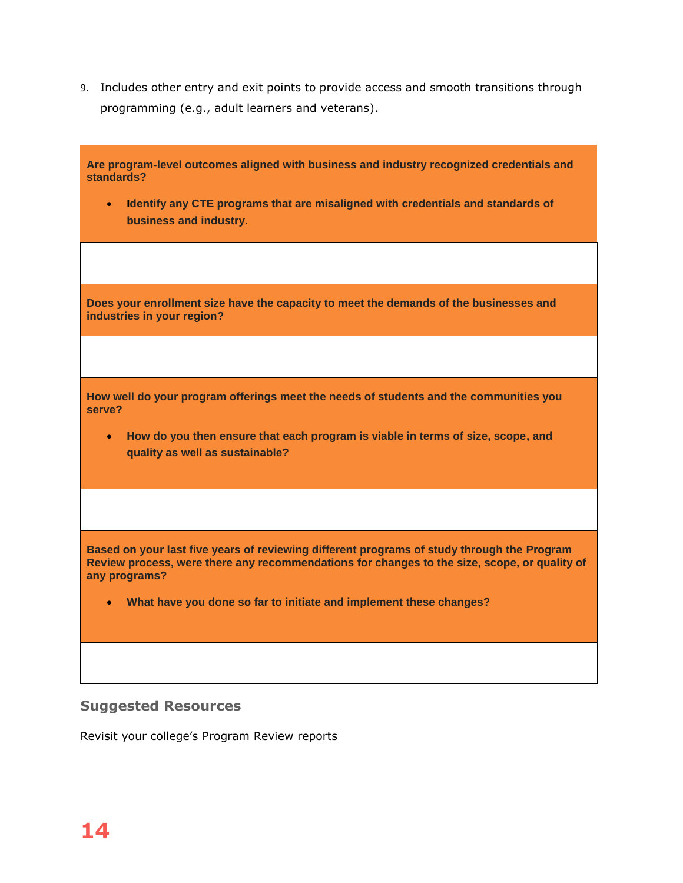9. Includes other entry and exit points to provide access and smooth transitions through programming (e.g., adult learners and veterans).

| **Are program-level outcomes aligned with business and industry recognized credentials and standards?**<br><br>• **Identify any CTE programs that are misaligned with credentials and standards of business and industry.** |
| --- |
| |
| **Does your enrollment size have the capacity to meet the demands of the businesses and industries in your region?** |
| |
| **How well do your program offerings meet the needs of students and the communities you serve?**<br><br>• **How do you then ensure that each program is viable in terms of size, scope, and quality as well as sustainable?** |
| |
| **Based on your last five years of reviewing different programs of study through the Program Review process, were there any recommendations for changes to the size, scope, or quality of any programs?**<br><br>• **What have you done so far to initiate and implement these changes?** |
| |

### Suggested Resources

Revisit your college's Program Review reports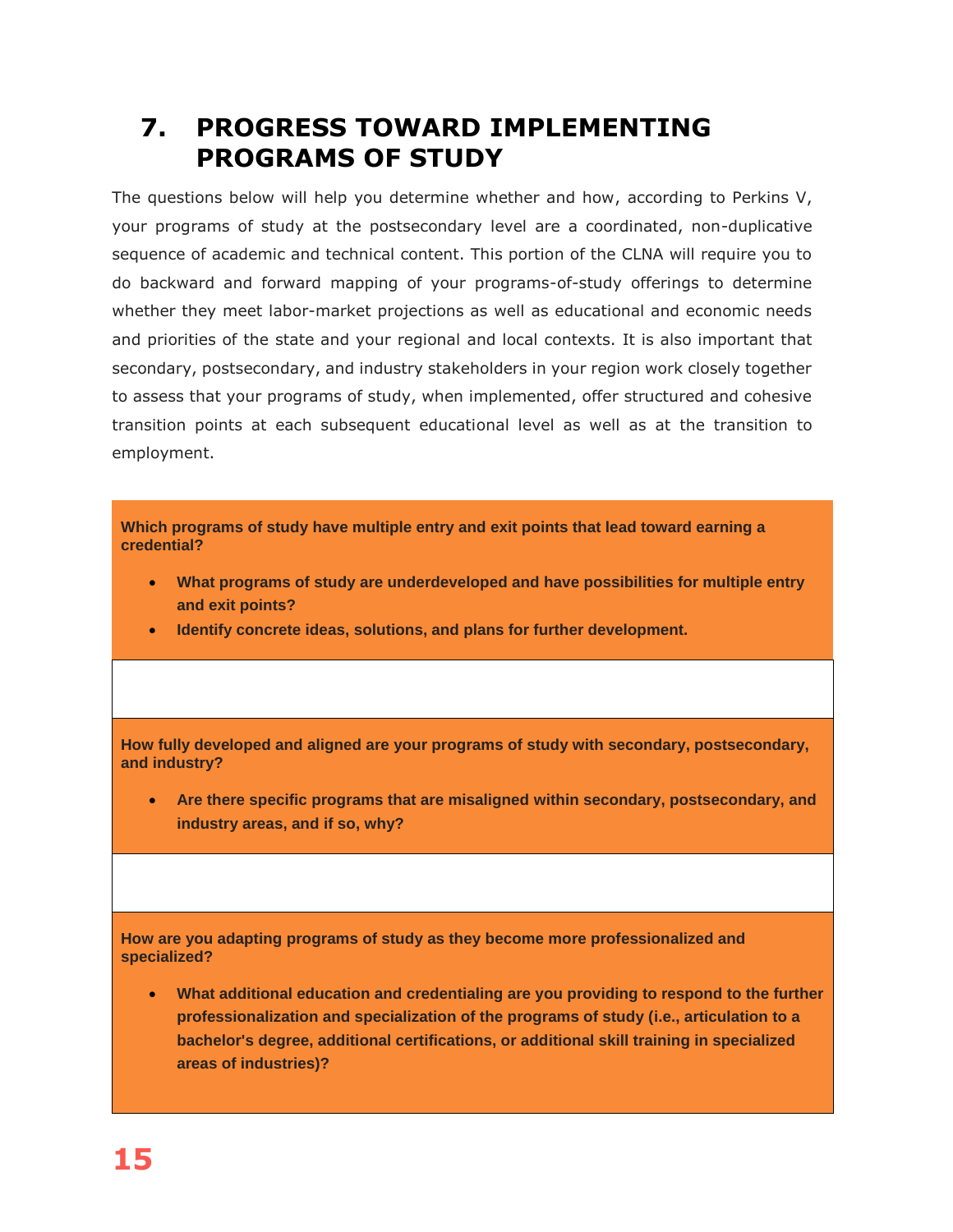## 7. PROGRESS TOWARD IMPLEMENTING PROGRAMS OF STUDY

The questions below will help you determine whether and how, according to Perkins V, your programs of study at the postsecondary level are a coordinated, non-duplicative sequence of academic and technical content. This portion of the CLNA will require you to do backward and forward mapping of your programs-of-study offerings to determine whether they meet labor-market projections as well as educational and economic needs and priorities of the state and your regional and local contexts. It is also important that secondary, postsecondary, and industry stakeholders in your region work closely together to assess that your programs of study, when implemented, offer structured and cohesive transition points at each subsequent educational level as well as at the transition to employment.

**Which programs of study have multiple entry and exit points that lead toward earning a credential?**

- **What programs of study are underdeveloped and have possibilities for multiple entry and exit points?**
- **Identify concrete ideas, solutions, and plans for further development.**

**How fully developed and aligned are your programs of study with secondary, postsecondary, and industry?**

- **Are there specific programs that are misaligned within secondary, postsecondary, and industry areas, and if so, why?**

**How are you adapting programs of study as they become more professionalized and specialized?**

- **What additional education and credentialing are you providing to respond to the further professionalization and specialization of the programs of study (i.e., articulation to a bachelor's degree, additional certifications, or additional skill training in specialized areas of industries)?**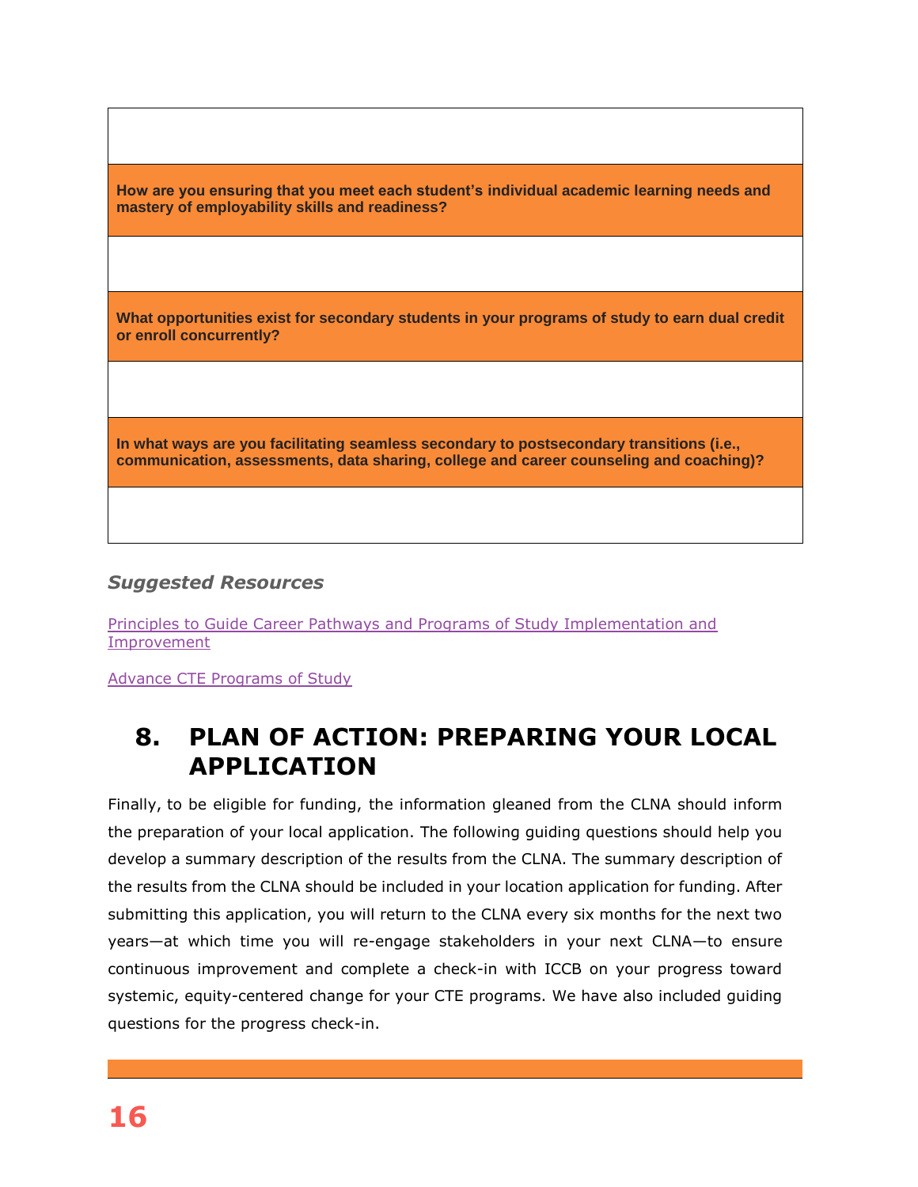| |
|---|
| |
| **How are you ensuring that you meet each student's individual academic learning needs and mastery of employability skills and readiness?** |
| |
| **What opportunities exist for secondary students in your programs of study to earn dual credit or enroll concurrently?** |
| |
| **In what ways are you facilitating seamless secondary to postsecondary transitions (i.e., communication, assessments, data sharing, college and career counseling and coaching)?** |
| |

### *Suggested Resources*

Principles to Guide Career Pathways and Programs of Study Implementation and Improvement

Advance CTE Programs of Study

## 8. PLAN OF ACTION: PREPARING YOUR LOCAL APPLICATION

Finally, to be eligible for funding, the information gleaned from the CLNA should inform the preparation of your local application. The following guiding questions should help you develop a summary description of the results from the CLNA. The summary description of the results from the CLNA should be included in your location application for funding. After submitting this application, you will return to the CLNA every six months for the next two years—at which time you will re-engage stakeholders in your next CLNA—to ensure continuous improvement and complete a check-in with ICCB on your progress toward systemic, equity-centered change for your CTE programs. We have also included guiding questions for the progress check-in.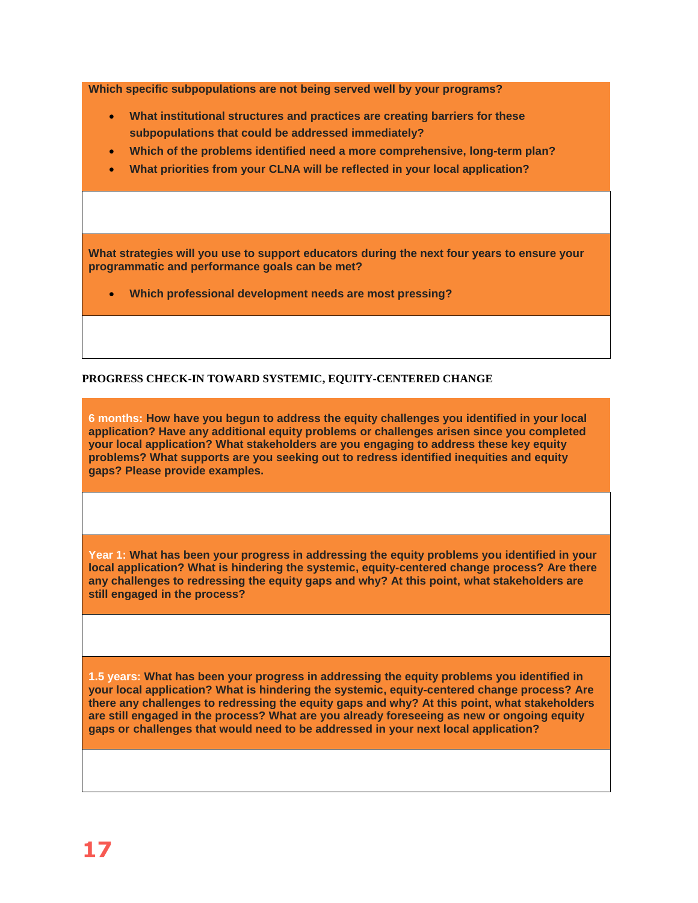| **Which specific subpopulations are not being served well by your programs?**<br><br>• **What institutional structures and practices are creating barriers for these subpopulations that could be addressed immediately?**<br>• **Which of the problems identified need a more comprehensive, long-term plan?**<br>• **What priorities from your CLNA will be reflected in your local application?** |
|---|
| |
| **What strategies will you use to support educators during the next four years to ensure your programmatic and performance goals can be met?**<br><br>• **Which professional development needs are most pressing?** |
| |

**PROGRESS CHECK-IN TOWARD SYSTEMIC, EQUITY-CENTERED CHANGE**

| **6 months: How have you begun to address the equity challenges you identified in your local application? Have any additional equity problems or challenges arisen since you completed your local application? What stakeholders are you engaging to address these key equity problems? What supports are you seeking out to redress identified inequities and equity gaps? Please provide examples.** |
|---|
| |
| **Year 1: What has been your progress in addressing the equity problems you identified in your local application? What is hindering the systemic, equity-centered change process? Are there any challenges to redressing the equity gaps and why? At this point, what stakeholders are still engaged in the process?** |
| |
| **1.5 years: What has been your progress in addressing the equity problems you identified in your local application? What is hindering the systemic, equity-centered change process? Are there any challenges to redressing the equity gaps and why? At this point, what stakeholders are still engaged in the process? What are you already foreseeing as new or ongoing equity gaps or challenges that would need to be addressed in your next local application?** |
| |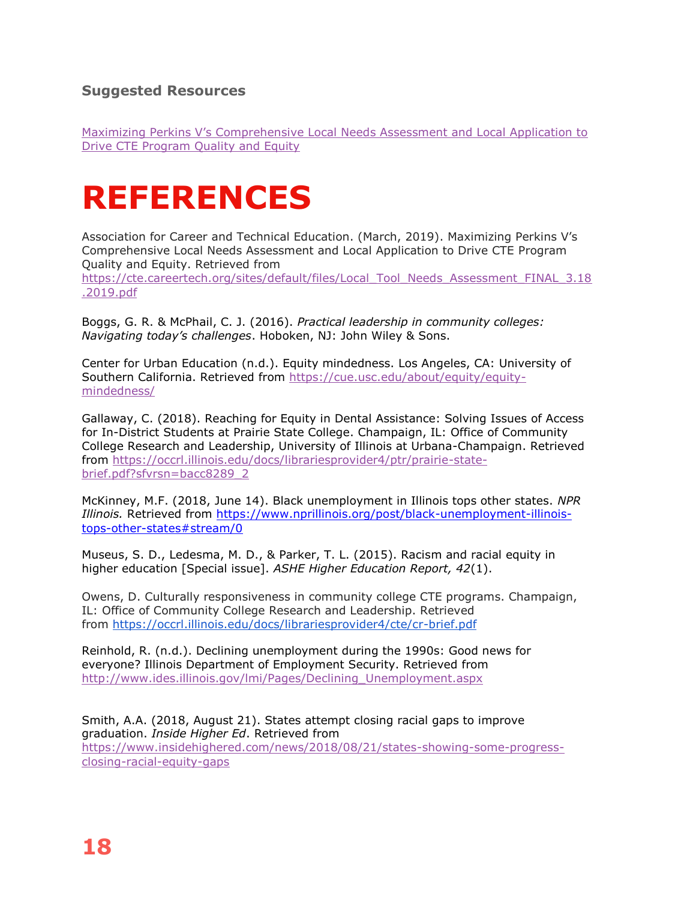### Suggested Resources

[Maximizing Perkins V's Comprehensive Local Needs Assessment and Local Application to Drive CTE Program Quality and Equity](https://cte.careertech.org/sites/default/files/Local_Tool_Needs_Assessment_FINAL_3.18.2019.pdf)

# REFERENCES

Association for Career and Technical Education. (March, 2019). Maximizing Perkins V's Comprehensive Local Needs Assessment and Local Application to Drive CTE Program Quality and Equity. Retrieved from https://cte.careertech.org/sites/default/files/Local_Tool_Needs_Assessment_FINAL_3.18.2019.pdf

Boggs, G. R. & McPhail, C. J. (2016). *Practical leadership in community colleges: Navigating today's challenges*. Hoboken, NJ: John Wiley & Sons.

Center for Urban Education (n.d.). Equity mindedness. Los Angeles, CA: University of Southern California. Retrieved from https://cue.usc.edu/about/equity/equity-mindedness/

Gallaway, C. (2018). Reaching for Equity in Dental Assistance: Solving Issues of Access for In-District Students at Prairie State College. Champaign, IL: Office of Community College Research and Leadership, University of Illinois at Urbana-Champaign. Retrieved from https://occrl.illinois.edu/docs/librariesprovider4/ptr/prairie-state-brief.pdf?sfvrsn=bacc8289_2

McKinney, M.F. (2018, June 14). Black unemployment in Illinois tops other states. *NPR Illinois.* Retrieved from https://www.nprillinois.org/post/black-unemployment-illinois-tops-other-states#stream/0

Museus, S. D., Ledesma, M. D., & Parker, T. L. (2015). Racism and racial equity in higher education [Special issue]. *ASHE Higher Education Report, 42*(1).

Owens, D. Culturally responsiveness in community college CTE programs. Champaign, IL: Office of Community College Research and Leadership. Retrieved from https://occrl.illinois.edu/docs/librariesprovider4/cte/cr-brief.pdf

Reinhold, R. (n.d.). Declining unemployment during the 1990s: Good news for everyone? Illinois Department of Employment Security. Retrieved from http://www.ides.illinois.gov/lmi/Pages/Declining_Unemployment.aspx

Smith, A.A. (2018, August 21). States attempt closing racial gaps to improve graduation. *Inside Higher Ed*. Retrieved from https://www.insidehighered.com/news/2018/08/21/states-showing-some-progress-closing-racial-equity-gaps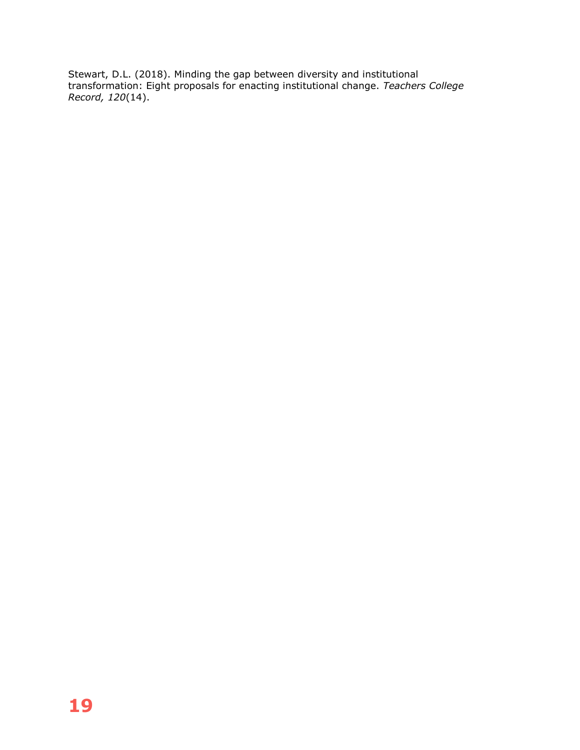Stewart, D.L. (2018). Minding the gap between diversity and institutional transformation: Eight proposals for enacting institutional change. *Teachers College Record, 120*(14).